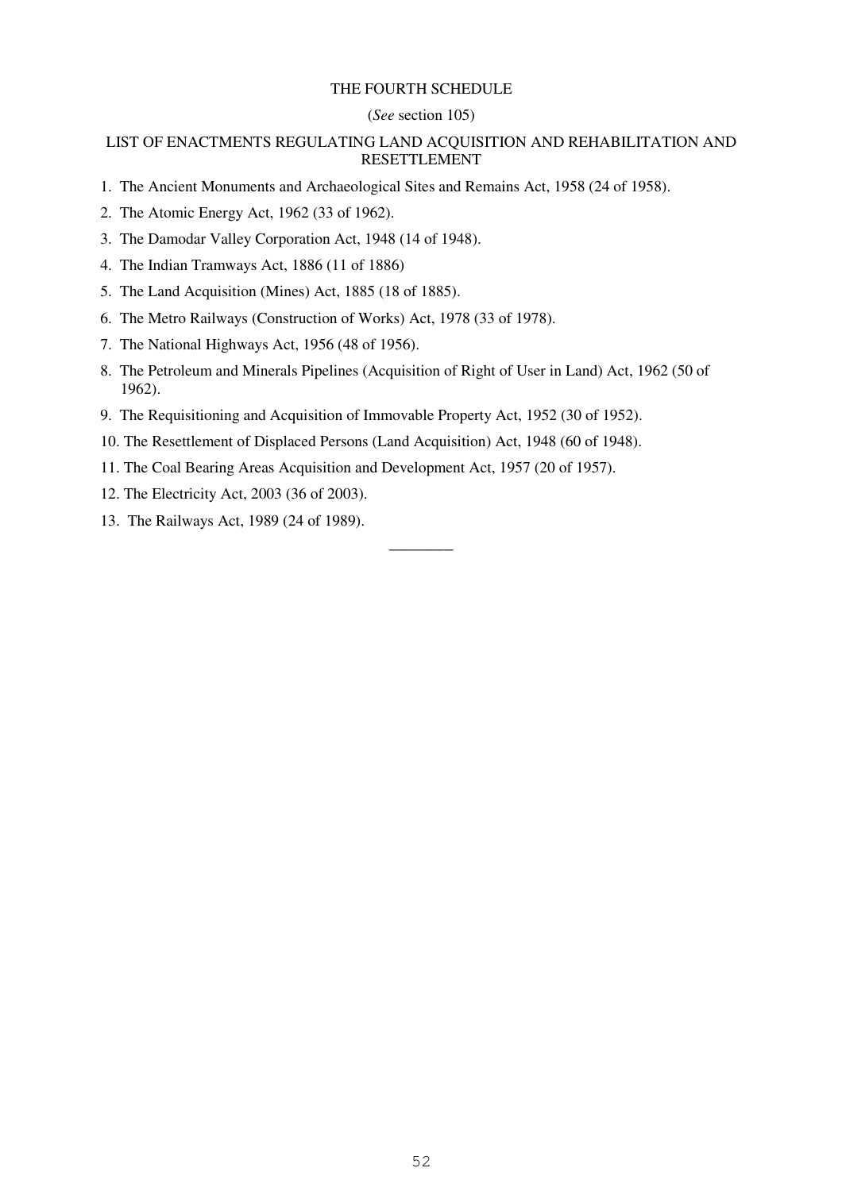# THE FOURTH SCHEDULE

(*See* section 105)

## LIST OF ENACTMENTS REGULATING LAND ACQUISITION AND REHABILITATION AND RESETTLEMENT

1. The Ancient Monuments and Archaeological Sites and Remains Act, 1958 (24 of 1958).
2. The Atomic Energy Act, 1962 (33 of 1962).
3. The Damodar Valley Corporation Act, 1948 (14 of 1948).
4. The Indian Tramways Act, 1886 (11 of 1886)
5. The Land Acquisition (Mines) Act, 1885 (18 of 1885).
6. The Metro Railways (Construction of Works) Act, 1978 (33 of 1978).
7. The National Highways Act, 1956 (48 of 1956).
8. The Petroleum and Minerals Pipelines (Acquisition of Right of User in Land) Act, 1962 (50 of 1962).
9. The Requisitioning and Acquisition of Immovable Property Act, 1952 (30 of 1952).
10. The Resettlement of Displaced Persons (Land Acquisition) Act, 1948 (60 of 1948).
11. The Coal Bearing Areas Acquisition and Development Act, 1957 (20 of 1957).
12. The Electricity Act, 2003 (36 of 2003).
13. The Railways Act, 1989 (24 of 1989).

________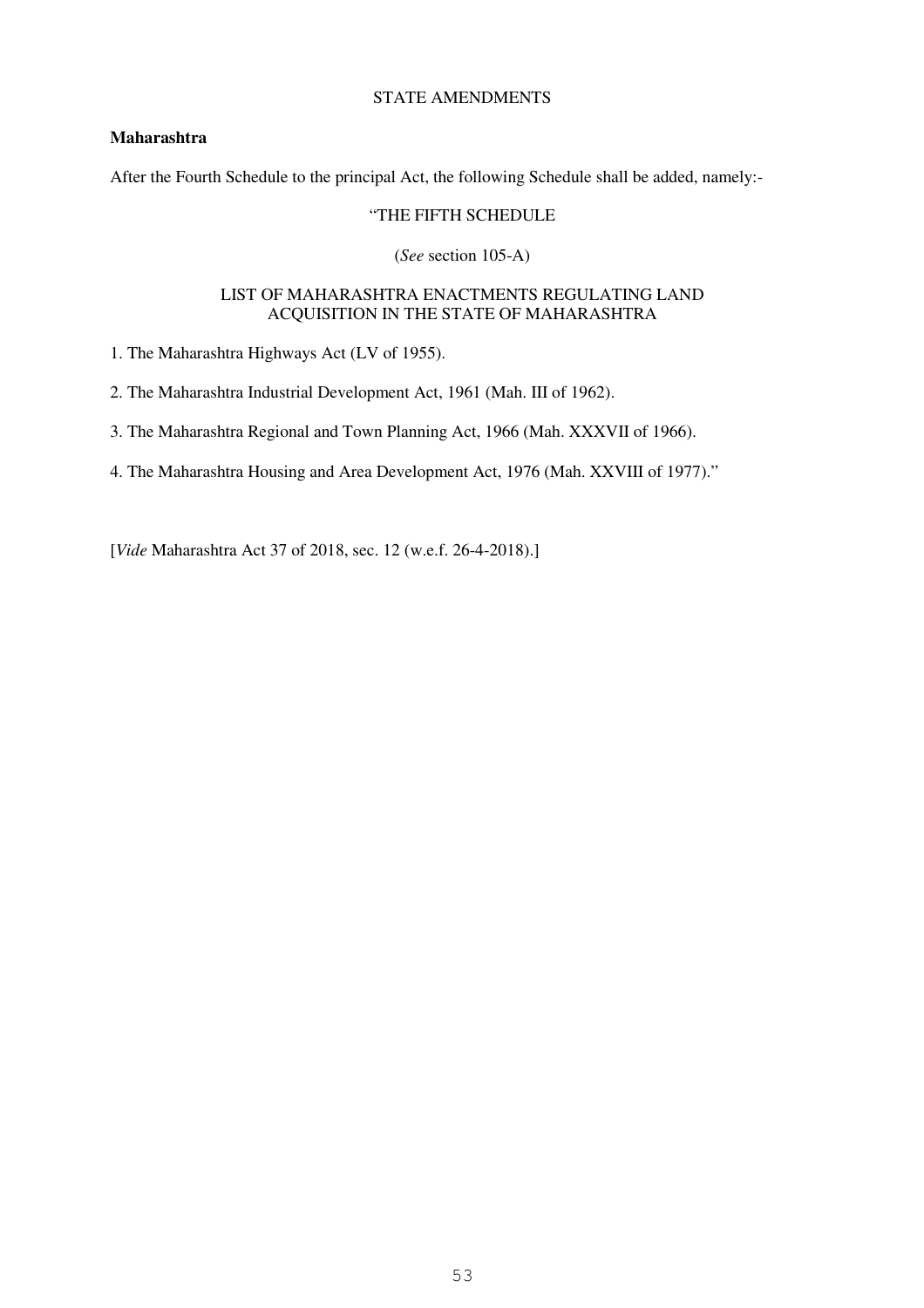STATE AMENDMENTS

**Maharashtra**

After the Fourth Schedule to the principal Act, the following Schedule shall be added, namely:-

"THE FIFTH SCHEDULE

(*See* section 105-A)

LIST OF MAHARASHTRA ENACTMENTS REGULATING LAND ACQUISITION IN THE STATE OF MAHARASHTRA

1. The Maharashtra Highways Act (LV of 1955).

2. The Maharashtra Industrial Development Act, 1961 (Mah. III of 1962).

3. The Maharashtra Regional and Town Planning Act, 1966 (Mah. XXXVII of 1966).

4. The Maharashtra Housing and Area Development Act, 1976 (Mah. XXVIII of 1977)."

[*Vide* Maharashtra Act 37 of 2018, sec. 12 (w.e.f. 26-4-2018).]